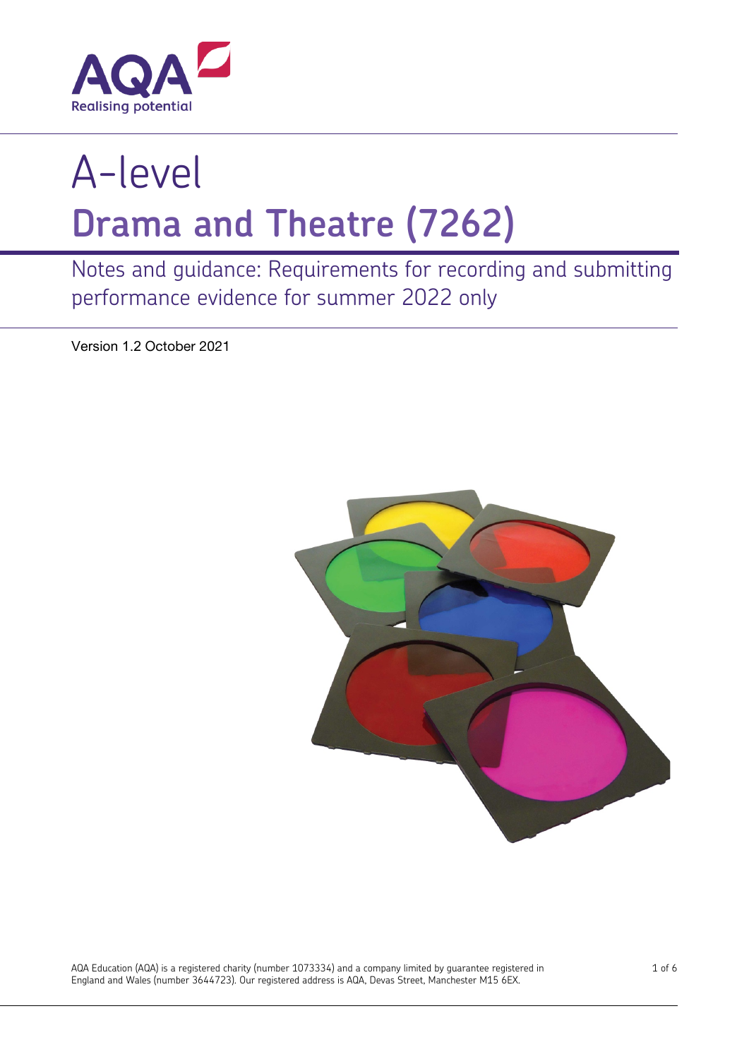AQA Realising potential

# A-level

# Drama and Theatre (7262)

## Notes and guidance: Requirements for recording and submitting performance evidence for summer 2022 only

Version 1.2 October 2021

AQA Education (AQA) is a registered charity (number 1073334) and a company limited by guarantee registered in England and Wales (number 3644723). Our registered address is AQA, Devas Street, Manchester M15 6EX.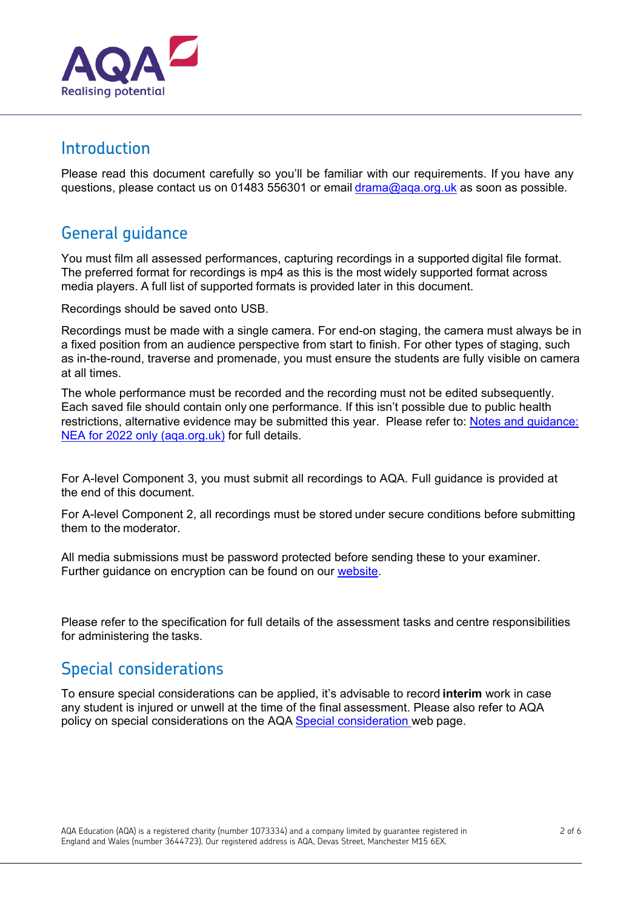## Introduction

Please read this document carefully so you'll be familiar with our requirements. If you have any questions, please contact us on 01483 556301 or email [drama@aqa.org.uk](mailto:drama@aqa.org.uk) as soon as possible.

## General guidance

You must film all assessed performances, capturing recordings in a supported digital file format. The preferred format for recordings is mp4 as this is the most widely supported format across media players. A full list of supported formats is provided later in this document.

Recordings should be saved onto USB.

Recordings must be made with a single camera. For end-on staging, the camera must always be in a fixed position from an audience perspective from start to finish. For other types of staging, such as in-the-round, traverse and promenade, you must ensure the students are fully visible on camera at all times.

The whole performance must be recorded and the recording must not be edited subsequently. Each saved file should contain only one performance. If this isn't possible due to public health restrictions, alternative evidence may be submitted this year. Please refer to: Notes and guidance: NEA for 2022 only (aqa.org.uk) for full details.

For A-level Component 3, you must submit all recordings to AQA. Full guidance is provided at the end of this document.

For A-level Component 2, all recordings must be stored under secure conditions before submitting them to the moderator.

All media submissions must be password protected before sending these to your examiner. Further guidance on encryption can be found on our website.

Please refer to the specification for full details of the assessment tasks and centre responsibilities for administering the tasks.

## Special considerations

To ensure special considerations can be applied, it's advisable to record **interim** work in case any student is injured or unwell at the time of the final assessment. Please also refer to AQA policy on special considerations on the AQA Special consideration web page.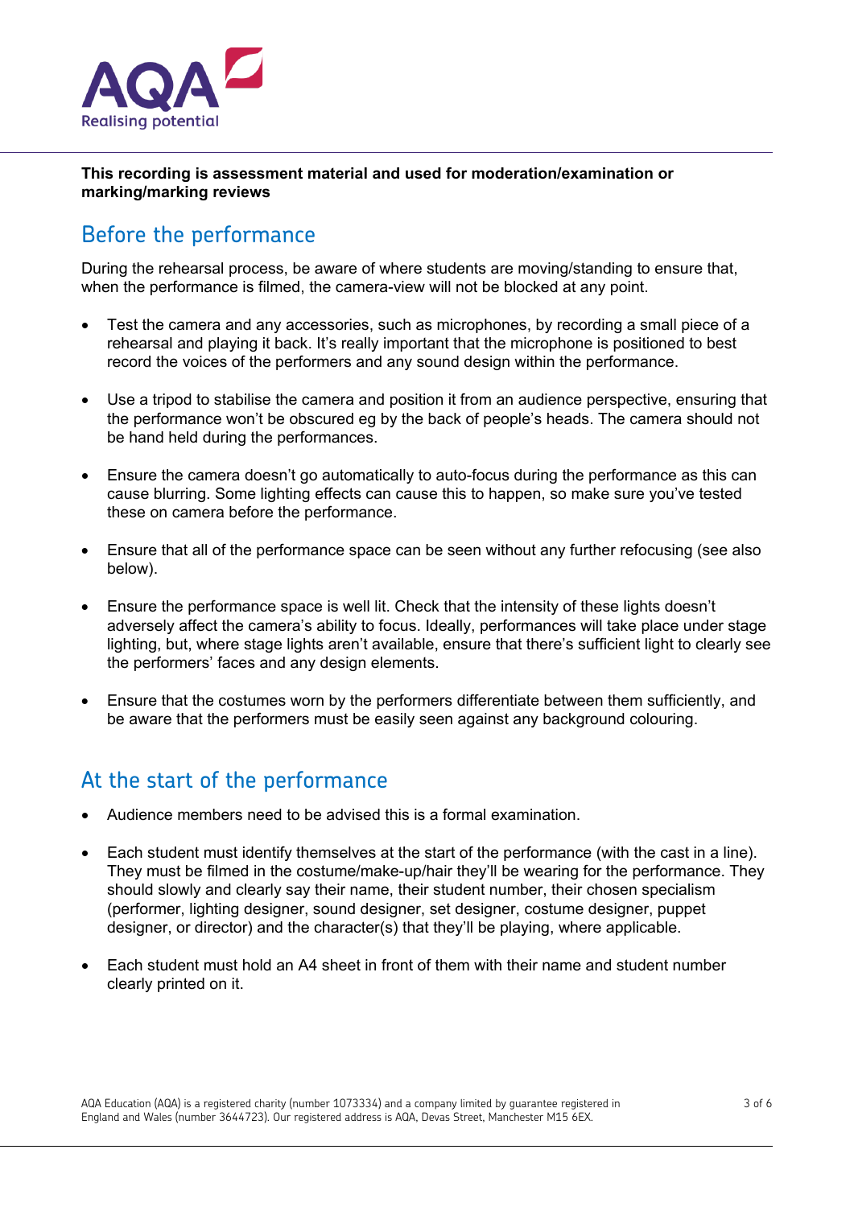**This recording is assessment material and used for moderation/examination or marking/marking reviews**

## Before the performance

During the rehearsal process, be aware of where students are moving/standing to ensure that, when the performance is filmed, the camera-view will not be blocked at any point.

- Test the camera and any accessories, such as microphones, by recording a small piece of a rehearsal and playing it back. It's really important that the microphone is positioned to best record the voices of the performers and any sound design within the performance.
- Use a tripod to stabilise the camera and position it from an audience perspective, ensuring that the performance won't be obscured eg by the back of people's heads. The camera should not be hand held during the performances.
- Ensure the camera doesn't go automatically to auto-focus during the performance as this can cause blurring. Some lighting effects can cause this to happen, so make sure you've tested these on camera before the performance.
- Ensure that all of the performance space can be seen without any further refocusing (see also below).
- Ensure the performance space is well lit. Check that the intensity of these lights doesn't adversely affect the camera's ability to focus. Ideally, performances will take place under stage lighting, but, where stage lights aren't available, ensure that there's sufficient light to clearly see the performers' faces and any design elements.
- Ensure that the costumes worn by the performers differentiate between them sufficiently, and be aware that the performers must be easily seen against any background colouring.

## At the start of the performance

- Audience members need to be advised this is a formal examination.
- Each student must identify themselves at the start of the performance (with the cast in a line). They must be filmed in the costume/make-up/hair they'll be wearing for the performance. They should slowly and clearly say their name, their student number, their chosen specialism (performer, lighting designer, sound designer, set designer, costume designer, puppet designer, or director) and the character(s) that they'll be playing, where applicable.
- Each student must hold an A4 sheet in front of them with their name and student number clearly printed on it.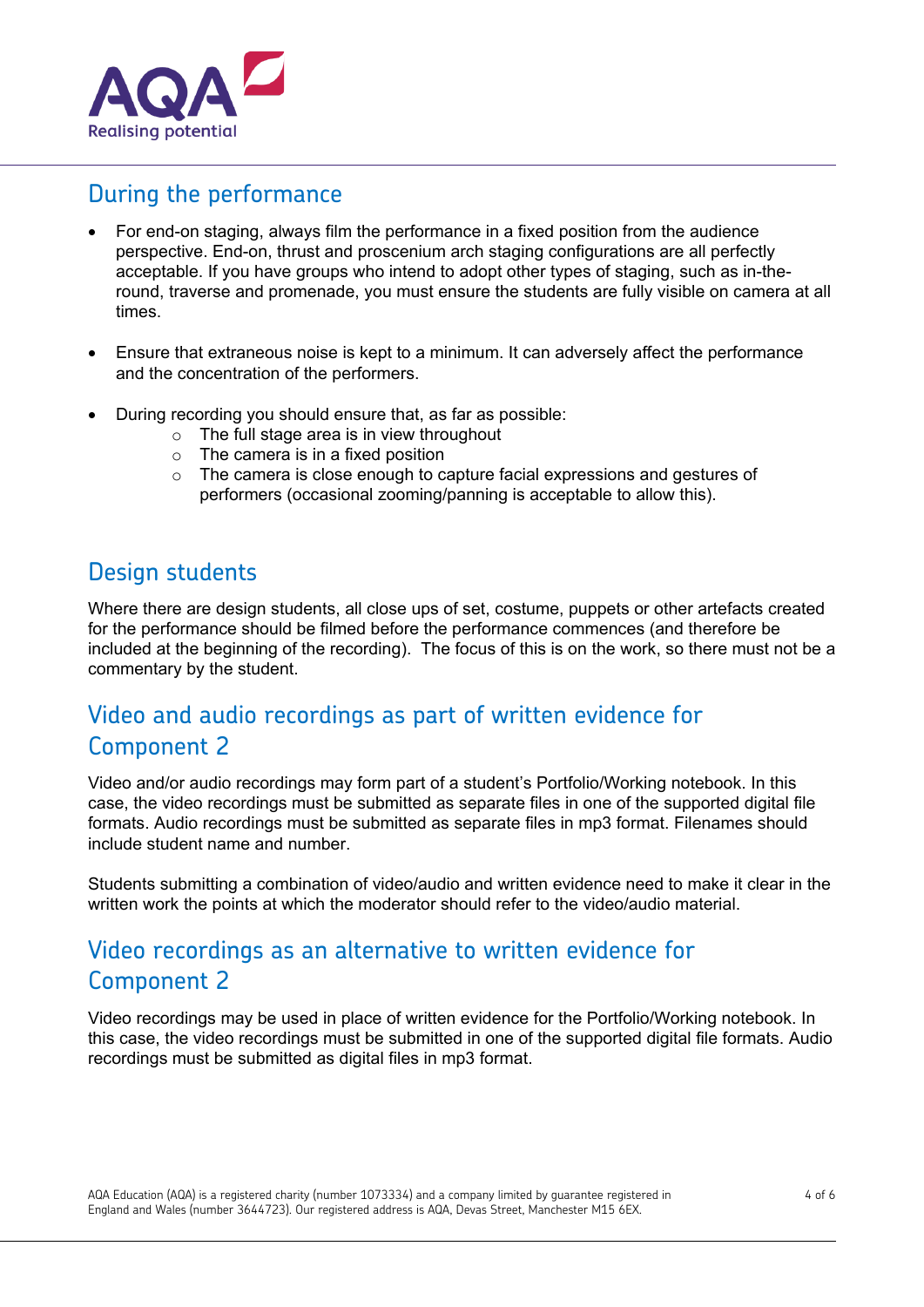## During the performance

- For end-on staging, always film the performance in a fixed position from the audience perspective. End-on, thrust and proscenium arch staging configurations are all perfectly acceptable. If you have groups who intend to adopt other types of staging, such as in-the-round, traverse and promenade, you must ensure the students are fully visible on camera at all times.

- Ensure that extraneous noise is kept to a minimum. It can adversely affect the performance and the concentration of the performers.

- During recording you should ensure that, as far as possible:
  - The full stage area is in view throughout
  - The camera is in a fixed position
  - The camera is close enough to capture facial expressions and gestures of performers (occasional zooming/panning is acceptable to allow this).

## Design students

Where there are design students, all close ups of set, costume, puppets or other artefacts created for the performance should be filmed before the performance commences (and therefore be included at the beginning of the recording). The focus of this is on the work, so there must not be a commentary by the student.

## Video and audio recordings as part of written evidence for Component 2

Video and/or audio recordings may form part of a student's Portfolio/Working notebook. In this case, the video recordings must be submitted as separate files in one of the supported digital file formats. Audio recordings must be submitted as separate files in mp3 format. Filenames should include student name and number.

Students submitting a combination of video/audio and written evidence need to make it clear in the written work the points at which the moderator should refer to the video/audio material.

## Video recordings as an alternative to written evidence for Component 2

Video recordings may be used in place of written evidence for the Portfolio/Working notebook. In this case, the video recordings must be submitted in one of the supported digital file formats. Audio recordings must be submitted as digital files in mp3 format.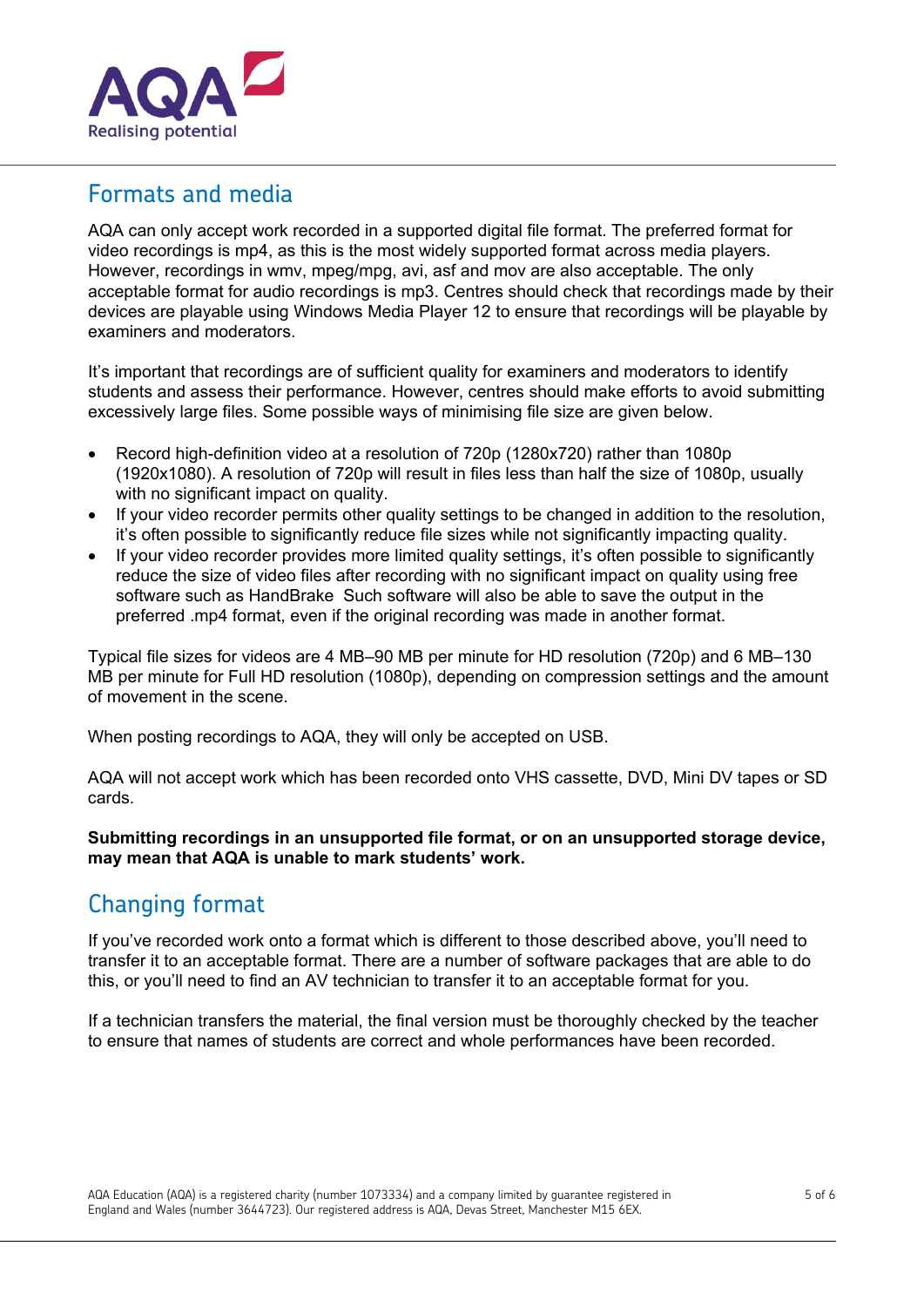## Formats and media

AQA can only accept work recorded in a supported digital file format. The preferred format for video recordings is mp4, as this is the most widely supported format across media players. However, recordings in wmv, mpeg/mpg, avi, asf and mov are also acceptable. The only acceptable format for audio recordings is mp3. Centres should check that recordings made by their devices are playable using Windows Media Player 12 to ensure that recordings will be playable by examiners and moderators.

It's important that recordings are of sufficient quality for examiners and moderators to identify students and assess their performance. However, centres should make efforts to avoid submitting excessively large files. Some possible ways of minimising file size are given below.

- Record high-definition video at a resolution of 720p (1280x720) rather than 1080p (1920x1080). A resolution of 720p will result in files less than half the size of 1080p, usually with no significant impact on quality.
- If your video recorder permits other quality settings to be changed in addition to the resolution, it's often possible to significantly reduce file sizes while not significantly impacting quality.
- If your video recorder provides more limited quality settings, it's often possible to significantly reduce the size of video files after recording with no significant impact on quality using free software such as HandBrake  Such software will also be able to save the output in the preferred .mp4 format, even if the original recording was made in another format.

Typical file sizes for videos are 4 MB–90 MB per minute for HD resolution (720p) and 6 MB–130 MB per minute for Full HD resolution (1080p), depending on compression settings and the amount of movement in the scene.

When posting recordings to AQA, they will only be accepted on USB.

AQA will not accept work which has been recorded onto VHS cassette, DVD, Mini DV tapes or SD cards.

**Submitting recordings in an unsupported file format, or on an unsupported storage device, may mean that AQA is unable to mark students' work.**

## Changing format

If you've recorded work onto a format which is different to those described above, you'll need to transfer it to an acceptable format. There are a number of software packages that are able to do this, or you'll need to find an AV technician to transfer it to an acceptable format for you.

If a technician transfers the material, the final version must be thoroughly checked by the teacher to ensure that names of students are correct and whole performances have been recorded.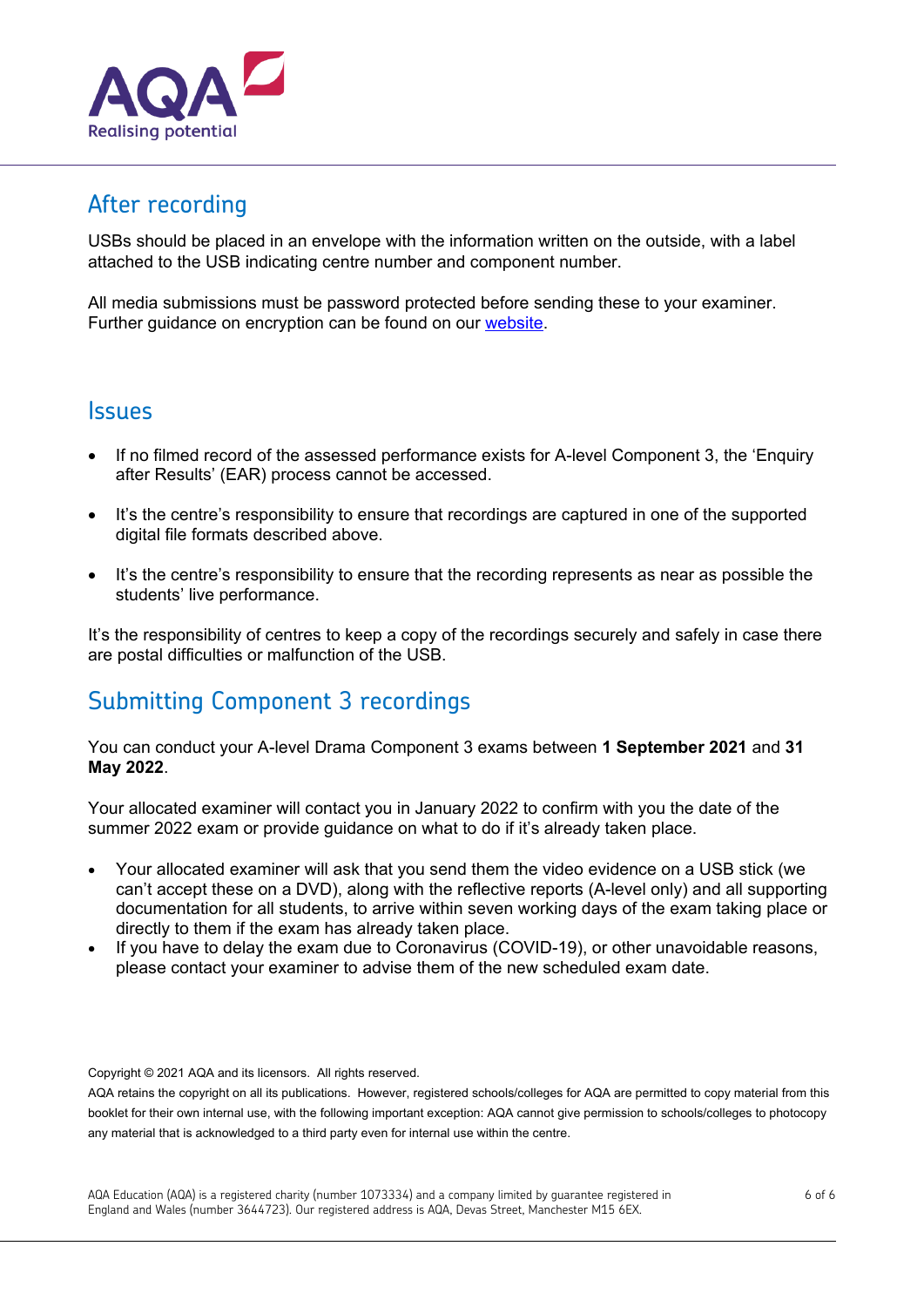## After recording

USBs should be placed in an envelope with the information written on the outside, with a label attached to the USB indicating centre number and component number.

All media submissions must be password protected before sending these to your examiner. Further guidance on encryption can be found on our [website](#).

## Issues

- If no filmed record of the assessed performance exists for A-level Component 3, the 'Enquiry after Results' (EAR) process cannot be accessed.
- It's the centre's responsibility to ensure that recordings are captured in one of the supported digital file formats described above.
- It's the centre's responsibility to ensure that the recording represents as near as possible the students' live performance.

It's the responsibility of centres to keep a copy of the recordings securely and safely in case there are postal difficulties or malfunction of the USB.

## Submitting Component 3 recordings

You can conduct your A-level Drama Component 3 exams between **1 September 2021** and **31 May 2022**.

Your allocated examiner will contact you in January 2022 to confirm with you the date of the summer 2022 exam or provide guidance on what to do if it's already taken place.

- Your allocated examiner will ask that you send them the video evidence on a USB stick (we can't accept these on a DVD), along with the reflective reports (A-level only) and all supporting documentation for all students, to arrive within seven working days of the exam taking place or directly to them if the exam has already taken place.
- If you have to delay the exam due to Coronavirus (COVID-19), or other unavoidable reasons, please contact your examiner to advise them of the new scheduled exam date.

Copyright © 2021 AQA and its licensors. All rights reserved.

AQA retains the copyright on all its publications. However, registered schools/colleges for AQA are permitted to copy material from this booklet for their own internal use, with the following important exception: AQA cannot give permission to schools/colleges to photocopy any material that is acknowledged to a third party even for internal use within the centre.

AQA Education (AQA) is a registered charity (number 1073334) and a company limited by guarantee registered in England and Wales (number 3644723). Our registered address is AQA, Devas Street, Manchester M15 6EX.